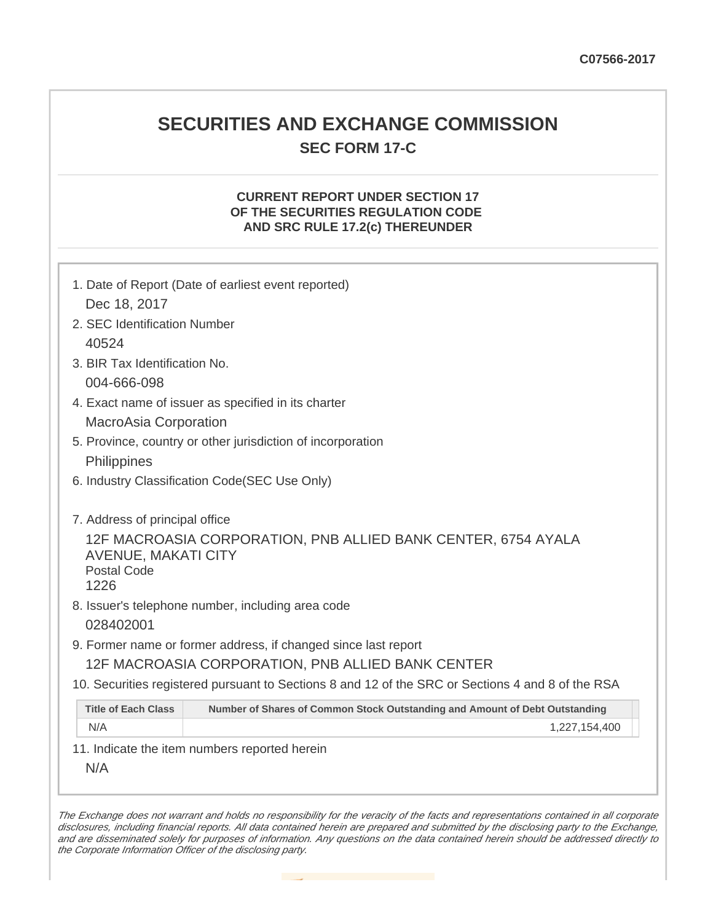C07566-2017

# SECURITIES AND EXCHANGE COMMISSION

## SEC FORM 17-C

### CURRENT REPORT UNDER SECTION 17 OF THE SECURITIES REGULATION CODE AND SRC RULE 17.2(c) THEREUNDER

1. Date of Report (Date of earliest event reported)
   Dec 18, 2017
2. SEC Identification Number
   40524
3. BIR Tax Identification No.
   004-666-098
4. Exact name of issuer as specified in its charter
   MacroAsia Corporation
5. Province, country or other jurisdiction of incorporation
   Philippines
6. Industry Classification Code(SEC Use Only)

7. Address of principal office
   12F MACROASIA CORPORATION, PNB ALLIED BANK CENTER, 6754 AYALA AVENUE, MAKATI CITY
   Postal Code
   1226
8. Issuer's telephone number, including area code
   028402001
9. Former name or former address, if changed since last report
   12F MACROASIA CORPORATION, PNB ALLIED BANK CENTER
10. Securities registered pursuant to Sections 8 and 12 of the SRC or Sections 4 and 8 of the RSA

| Title of Each Class | Number of Shares of Common Stock Outstanding and Amount of Debt Outstanding |
|---|---|
| N/A | 1,227,154,400 |

11. Indicate the item numbers reported herein
    N/A

*The Exchange does not warrant and holds no responsibility for the veracity of the facts and representations contained in all corporate disclosures, including financial reports. All data contained herein are prepared and submitted by the disclosing party to the Exchange, and are disseminated solely for purposes of information. Any questions on the data contained herein should be addressed directly to the Corporate Information Officer of the disclosing party.*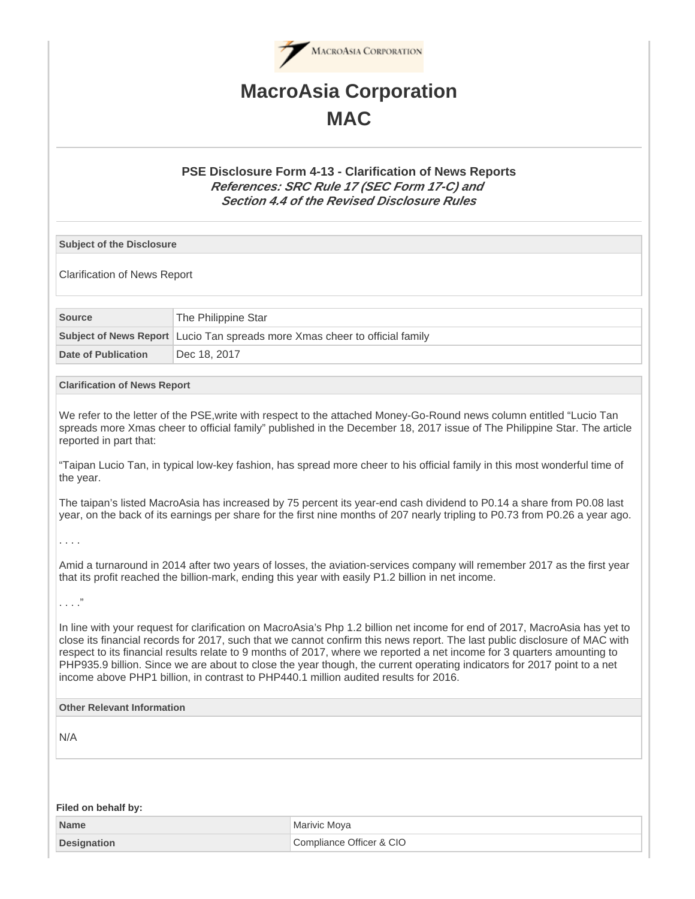# MacroAsia Corporation

# MAC

### PSE Disclosure Form 4-13 - Clarification of News Reports

***References: SRC Rule 17 (SEC Form 17-C) and Section 4.4 of the Revised Disclosure Rules***

| Subject of the Disclosure |
| --- |
| Clarification of News Report |

| | |
| --- | --- |
| **Source** | The Philippine Star |
| **Subject of News Report** | Lucio Tan spreads more Xmas cheer to official family |
| **Date of Publication** | Dec 18, 2017 |

**Clarification of News Report**

We refer to the letter of the PSE,write with respect to the attached Money-Go-Round news column entitled "Lucio Tan spreads more Xmas cheer to official family" published in the December 18, 2017 issue of The Philippine Star. The article reported in part that:

"Taipan Lucio Tan, in typical low-key fashion, has spread more cheer to his official family in this most wonderful time of the year.

The taipan's listed MacroAsia has increased by 75 percent its year-end cash dividend to P0.14 a share from P0.08 last year, on the back of its earnings per share for the first nine months of 207 nearly tripling to P0.73 from P0.26 a year ago.

. . . .

Amid a turnaround in 2014 after two years of losses, the aviation-services company will remember 2017 as the first year that its profit reached the billion-mark, ending this year with easily P1.2 billion in net income.

. . . ."

In line with your request for clarification on MacroAsia's Php 1.2 billion net income for end of 2017, MacroAsia has yet to close its financial records for 2017, such that we cannot confirm this news report. The last public disclosure of MAC with respect to its financial results relate to 9 months of 2017, where we reported a net income for 3 quarters amounting to PHP935.9 billion. Since we are about to close the year though, the current operating indicators for 2017 point to a net income above PHP1 billion, in contrast to PHP440.1 million audited results for 2016.

| Other Relevant Information |
| --- |
| N/A |

**Filed on behalf by:**

| | |
| --- | --- |
| **Name** | Marivic Moya |
| **Designation** | Compliance Officer & CIO |